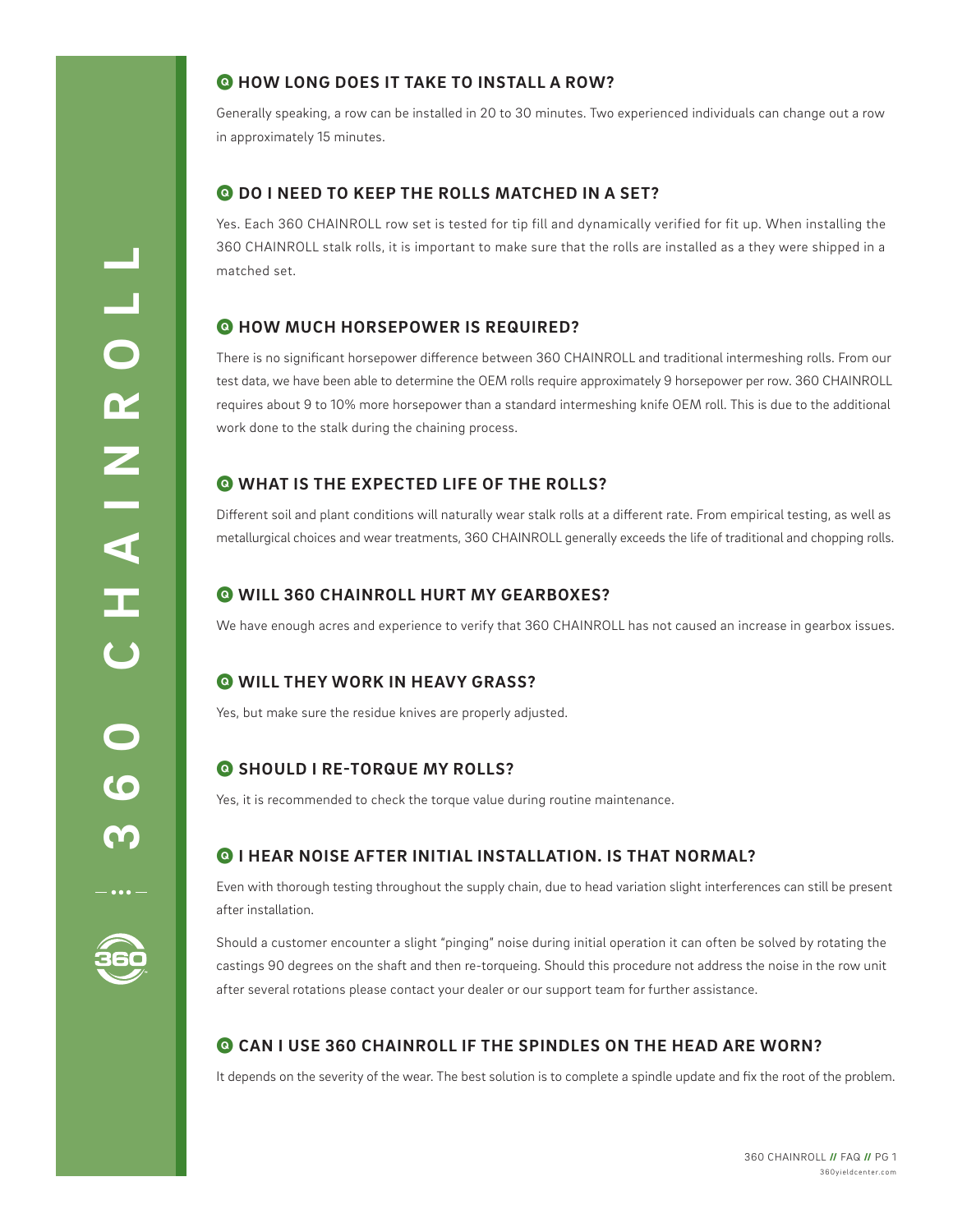### HOW LONG DOES IT TAKE TO INSTALL A ROW?

Generally speaking, a row can be installed in 20 to 30 minutes. Two experienced individuals can change out a row in approximately 15 minutes.

### DO I NEED TO KEEP THE ROLLS MATCHED IN A SET?

Yes. Each 360 CHAINROLL row set is tested for tip fill and dynamically verified for fit up. When installing the 360 CHAINROLL stalk rolls, it is important to make sure that the rolls are installed as a they were shipped in a matched set.

### HOW MUCH HORSEPOWER IS REQUIRED?

There is no significant horsepower difference between 360 CHAINROLL and traditional intermeshing rolls. From our test data, we have been able to determine the OEM rolls require approximately 9 horsepower per row. 360 CHAINROLL requires about 9 to 10% more horsepower than a standard intermeshing knife OEM roll. This is due to the additional work done to the stalk during the chaining process.

### WHAT IS THE EXPECTED LIFE OF THE ROLLS?

Different soil and plant conditions will naturally wear stalk rolls at a different rate. From empirical testing, as well as metallurgical choices and wear treatments, 360 CHAINROLL generally exceeds the life of traditional and chopping rolls.

### WILL 360 CHAINROLL HURT MY GEARBOXES?

We have enough acres and experience to verify that 360 CHAINROLL has not caused an increase in gearbox issues.

### WILL THEY WORK IN HEAVY GRASS?

Yes, but make sure the residue knives are properly adjusted.

### SHOULD I RE-TORQUE MY ROLLS?

Yes, it is recommended to check the torque value during routine maintenance.

### I HEAR NOISE AFTER INITIAL INSTALLATION. IS THAT NORMAL?

Even with thorough testing throughout the supply chain, due to head variation slight interferences can still be present after installation.

Should a customer encounter a slight "pinging" noise during initial operation it can often be solved by rotating the castings 90 degrees on the shaft and then re-torqueing. Should this procedure not address the noise in the row unit after several rotations please contact your dealer or our support team for further assistance.

### CAN I USE 360 CHAINROLL IF THE SPINDLES ON THE HEAD ARE WORN?

It depends on the severity of the wear. The best solution is to complete a spindle update and fix the root of the problem.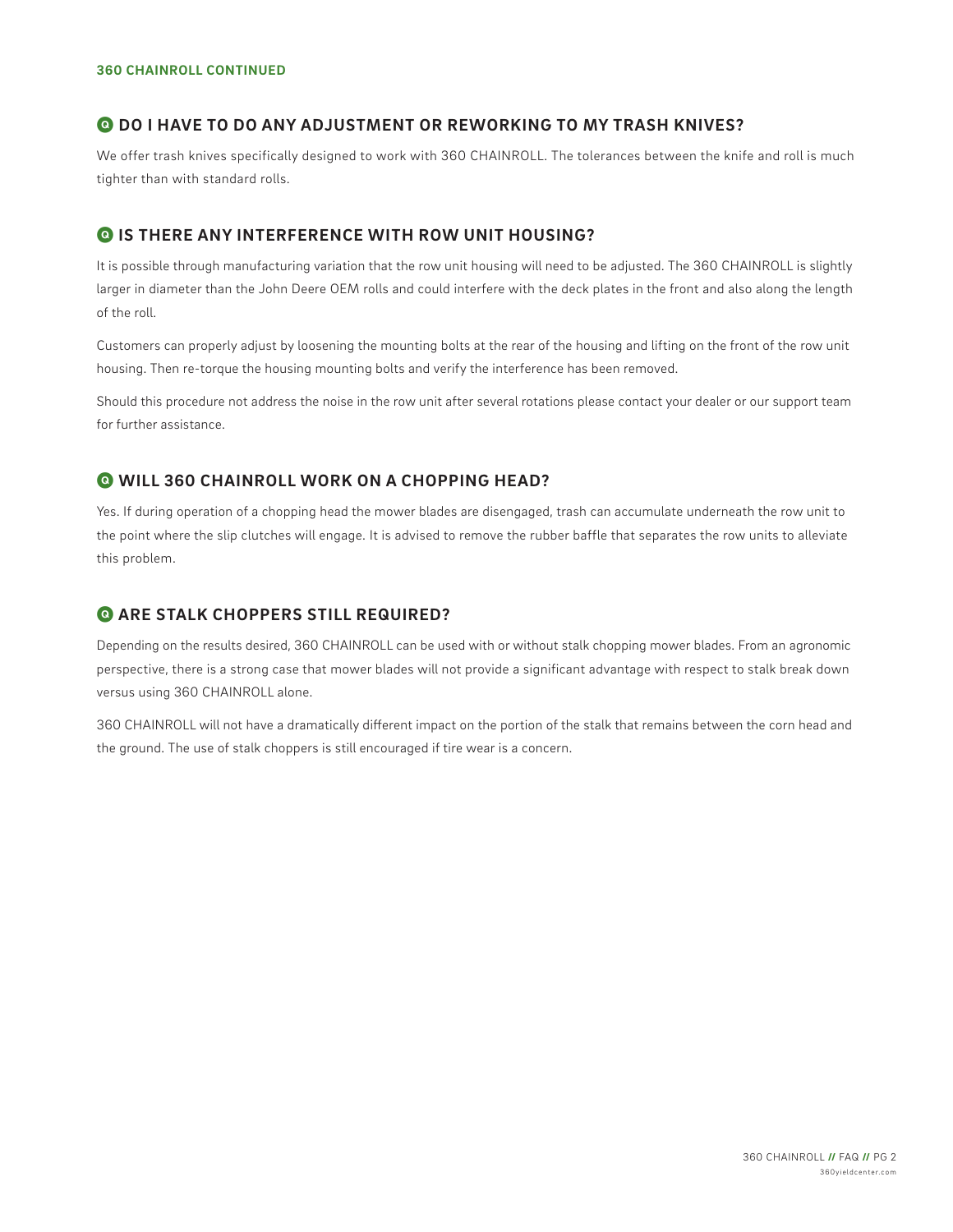**360 CHAINROLL CONTINUED**

## Q DO I HAVE TO DO ANY ADJUSTMENT OR REWORKING TO MY TRASH KNIVES?

We offer trash knives specifically designed to work with 360 CHAINROLL. The tolerances between the knife and roll is much tighter than with standard rolls.

## Q IS THERE ANY INTERFERENCE WITH ROW UNIT HOUSING?

It is possible through manufacturing variation that the row unit housing will need to be adjusted. The 360 CHAINROLL is slightly larger in diameter than the John Deere OEM rolls and could interfere with the deck plates in the front and also along the length of the roll.

Customers can properly adjust by loosening the mounting bolts at the rear of the housing and lifting on the front of the row unit housing. Then re-torque the housing mounting bolts and verify the interference has been removed.

Should this procedure not address the noise in the row unit after several rotations please contact your dealer or our support team for further assistance.

## Q WILL 360 CHAINROLL WORK ON A CHOPPING HEAD?

Yes. If during operation of a chopping head the mower blades are disengaged, trash can accumulate underneath the row unit to the point where the slip clutches will engage. It is advised to remove the rubber baffle that separates the row units to alleviate this problem.

## Q ARE STALK CHOPPERS STILL REQUIRED?

Depending on the results desired, 360 CHAINROLL can be used with or without stalk chopping mower blades. From an agronomic perspective, there is a strong case that mower blades will not provide a significant advantage with respect to stalk break down versus using 360 CHAINROLL alone.

360 CHAINROLL will not have a dramatically different impact on the portion of the stalk that remains between the corn head and the ground. The use of stalk choppers is still encouraged if tire wear is a concern.